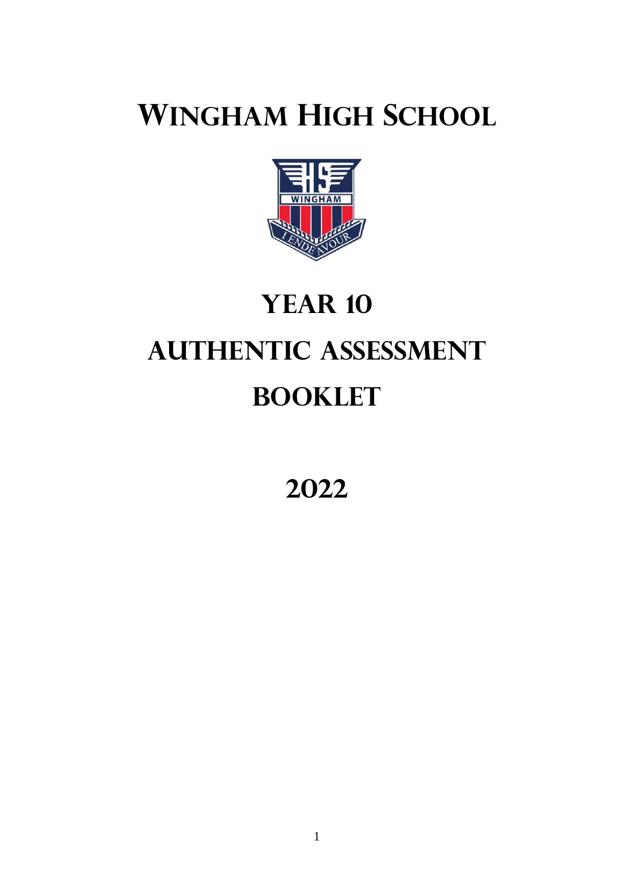# Wingham High School

# Year 10

# Authentic Assessment

# Booklet

## 2022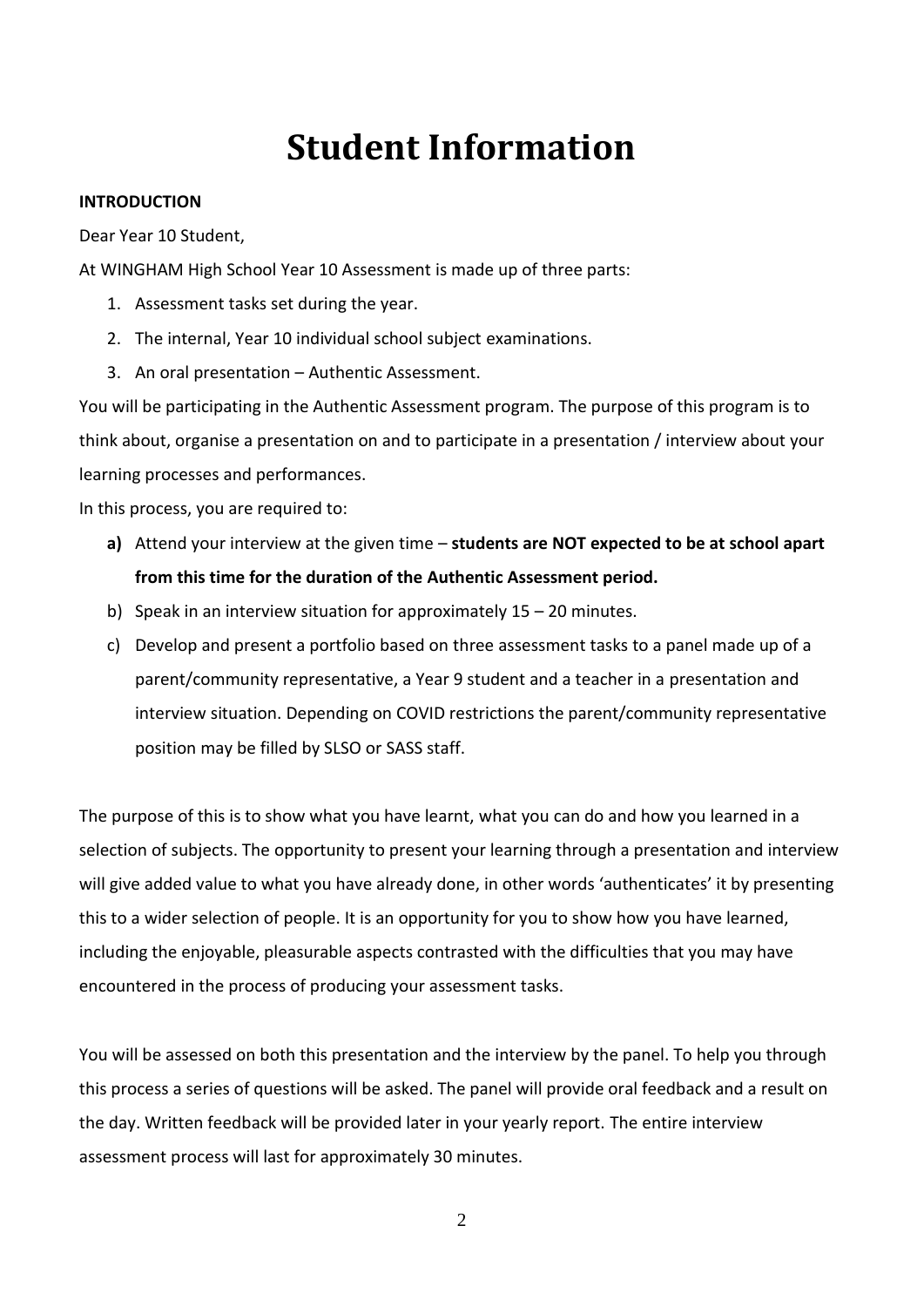# Student Information

**INTRODUCTION**

Dear Year 10 Student,

At WINGHAM High School Year 10 Assessment is made up of three parts:

1. Assessment tasks set during the year.
2. The internal, Year 10 individual school subject examinations.
3. An oral presentation – Authentic Assessment.

You will be participating in the Authentic Assessment program. The purpose of this program is to think about, organise a presentation on and to participate in a presentation / interview about your learning processes and performances.

In this process, you are required to:

- **a)** Attend your interview at the given time – **students are NOT expected to be at school apart from this time for the duration of the Authentic Assessment period.**
- b) Speak in an interview situation for approximately 15 – 20 minutes.
- c) Develop and present a portfolio based on three assessment tasks to a panel made up of a parent/community representative, a Year 9 student and a teacher in a presentation and interview situation. Depending on COVID restrictions the parent/community representative position may be filled by SLSO or SASS staff.

The purpose of this is to show what you have learnt, what you can do and how you learned in a selection of subjects. The opportunity to present your learning through a presentation and interview will give added value to what you have already done, in other words 'authenticates' it by presenting this to a wider selection of people. It is an opportunity for you to show how you have learned, including the enjoyable, pleasurable aspects contrasted with the difficulties that you may have encountered in the process of producing your assessment tasks.

You will be assessed on both this presentation and the interview by the panel. To help you through this process a series of questions will be asked. The panel will provide oral feedback and a result on the day. Written feedback will be provided later in your yearly report. The entire interview assessment process will last for approximately 30 minutes.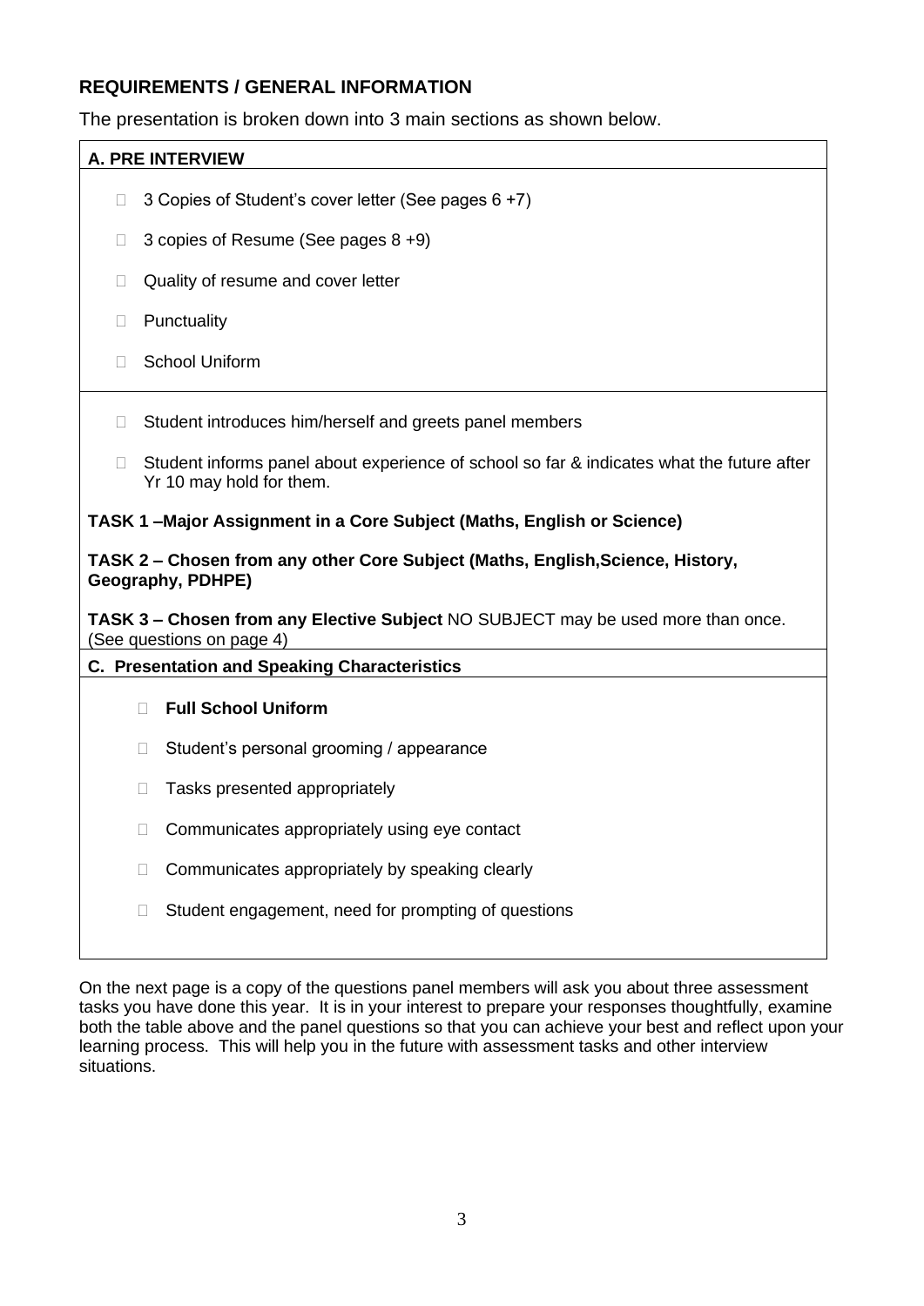## REQUIREMENTS / GENERAL INFORMATION

The presentation is broken down into 3 main sections as shown below.

**A. PRE INTERVIEW**

- 3 Copies of Student's cover letter (See pages 6 +7)
- 3 copies of Resume (See pages 8 +9)
- Quality of resume and cover letter
- Punctuality
- School Uniform

---

- Student introduces him/herself and greets panel members
- Student informs panel about experience of school so far & indicates what the future after Yr 10 may hold for them.

**TASK 1 –Major Assignment in a Core Subject (Maths, English or Science)**

**TASK 2 – Chosen from any other Core Subject (Maths, English,Science, History, Geography, PDHPE)**

**TASK 3 – Chosen from any Elective Subject** NO SUBJECT may be used more than once. (See questions on page 4)

**C. Presentation and Speaking Characteristics**

- **Full School Uniform**
- Student's personal grooming / appearance
- Tasks presented appropriately
- Communicates appropriately using eye contact
- Communicates appropriately by speaking clearly
- Student engagement, need for prompting of questions

On the next page is a copy of the questions panel members will ask you about three assessment tasks you have done this year. It is in your interest to prepare your responses thoughtfully, examine both the table above and the panel questions so that you can achieve your best and reflect upon your learning process. This will help you in the future with assessment tasks and other interview situations.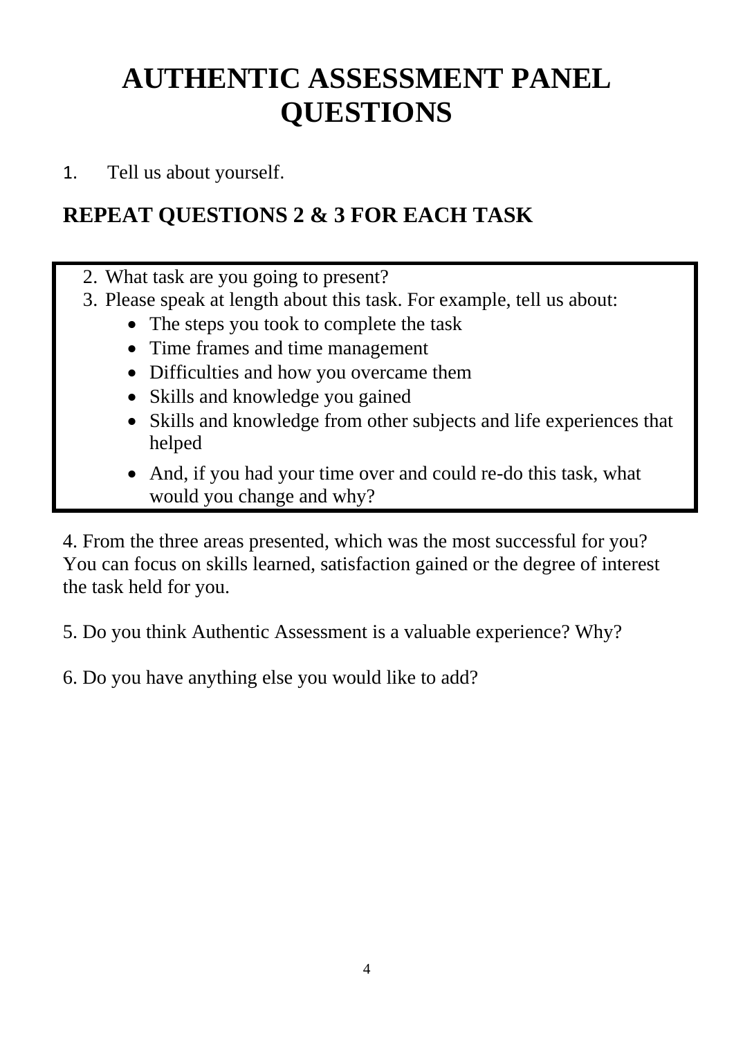# AUTHENTIC ASSESSMENT PANEL QUESTIONS

1. Tell us about yourself.

## REPEAT QUESTIONS 2 & 3 FOR EACH TASK

2. What task are you going to present?
3. Please speak at length about this task. For example, tell us about:
    - The steps you took to complete the task
    - Time frames and time management
    - Difficulties and how you overcame them
    - Skills and knowledge you gained
    - Skills and knowledge from other subjects and life experiences that helped
    - And, if you had your time over and could re-do this task, what would you change and why?

4. From the three areas presented, which was the most successful for you? You can focus on skills learned, satisfaction gained or the degree of interest the task held for you.

5. Do you think Authentic Assessment is a valuable experience? Why?

6. Do you have anything else you would like to add?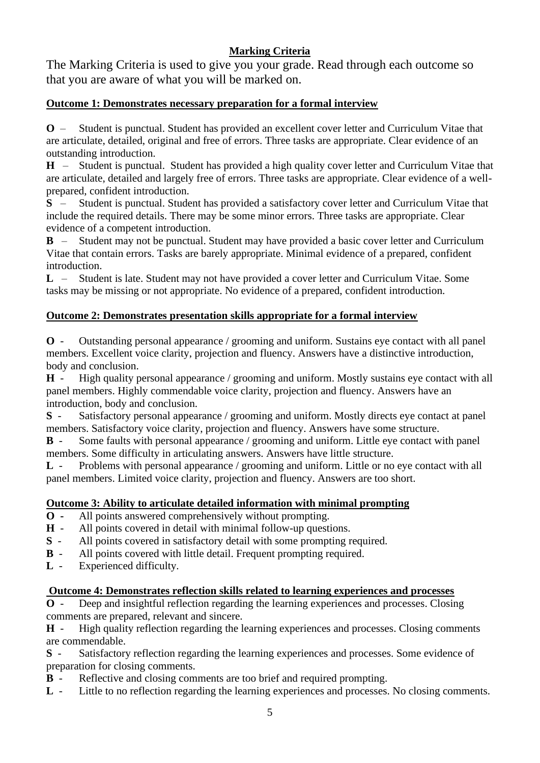## Marking Criteria

The Marking Criteria is used to give you your grade. Read through each outcome so that you are aware of what you will be marked on.

### Outcome 1: Demonstrates necessary preparation for a formal interview

**O** – Student is punctual. Student has provided an excellent cover letter and Curriculum Vitae that are articulate, detailed, original and free of errors. Three tasks are appropriate. Clear evidence of an outstanding introduction.

**H** – Student is punctual. Student has provided a high quality cover letter and Curriculum Vitae that are articulate, detailed and largely free of errors. Three tasks are appropriate. Clear evidence of a well-prepared, confident introduction.

**S** – Student is punctual. Student has provided a satisfactory cover letter and Curriculum Vitae that include the required details. There may be some minor errors. Three tasks are appropriate. Clear evidence of a competent introduction.

**B** – Student may not be punctual. Student may have provided a basic cover letter and Curriculum Vitae that contain errors. Tasks are barely appropriate. Minimal evidence of a prepared, confident introduction.

**L** – Student is late. Student may not have provided a cover letter and Curriculum Vitae. Some tasks may be missing or not appropriate. No evidence of a prepared, confident introduction.

### Outcome 2: Demonstrates presentation skills appropriate for a formal interview

**O** - Outstanding personal appearance / grooming and uniform. Sustains eye contact with all panel members. Excellent voice clarity, projection and fluency. Answers have a distinctive introduction, body and conclusion.

**H** - High quality personal appearance / grooming and uniform. Mostly sustains eye contact with all panel members. Highly commendable voice clarity, projection and fluency. Answers have an introduction, body and conclusion.

**S** - Satisfactory personal appearance / grooming and uniform. Mostly directs eye contact at panel members. Satisfactory voice clarity, projection and fluency. Answers have some structure.

**B** - Some faults with personal appearance / grooming and uniform. Little eye contact with panel members. Some difficulty in articulating answers. Answers have little structure.

**L** - Problems with personal appearance / grooming and uniform. Little or no eye contact with all panel members. Limited voice clarity, projection and fluency. Answers are too short.

### Outcome 3: Ability to articulate detailed information with minimal prompting

**O** - All points answered comprehensively without prompting.

**H** - All points covered in detail with minimal follow-up questions.

**S** - All points covered in satisfactory detail with some prompting required.

**B** - All points covered with little detail. Frequent prompting required.

**L** - Experienced difficulty.

### Outcome 4: Demonstrates reflection skills related to learning experiences and processes

**O** - Deep and insightful reflection regarding the learning experiences and processes. Closing comments are prepared, relevant and sincere.

**H** - High quality reflection regarding the learning experiences and processes. Closing comments are commendable.

**S** - Satisfactory reflection regarding the learning experiences and processes. Some evidence of preparation for closing comments.

**B** - Reflective and closing comments are too brief and required prompting.

**L** - Little to no reflection regarding the learning experiences and processes. No closing comments.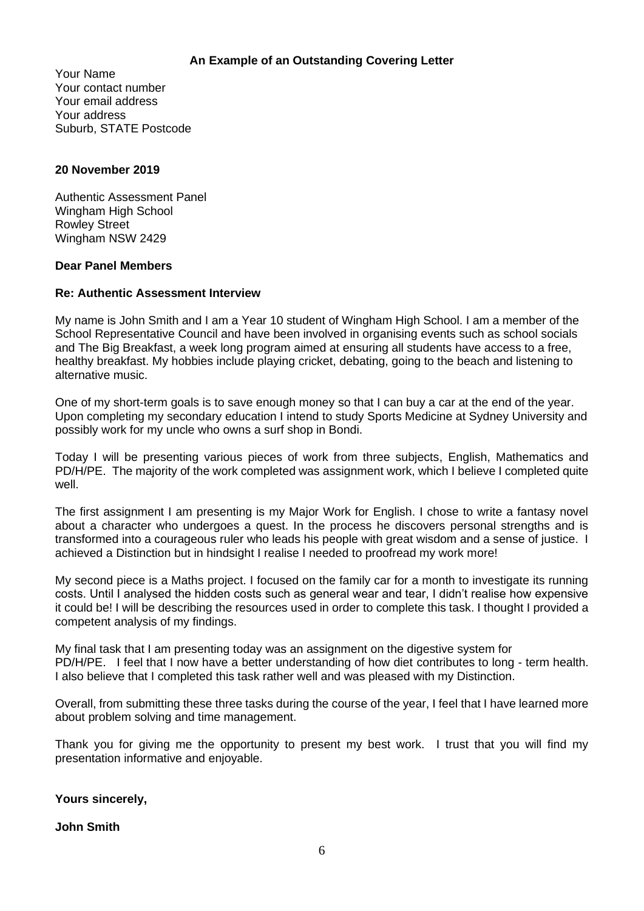**An Example of an Outstanding Covering Letter**

Your Name
Your contact number
Your email address
Your address
Suburb, STATE Postcode

**20 November 2019**

Authentic Assessment Panel
Wingham High School
Rowley Street
Wingham NSW 2429

**Dear Panel Members**

**Re: Authentic Assessment Interview**

My name is John Smith and I am a Year 10 student of Wingham High School. I am a member of the School Representative Council and have been involved in organising events such as school socials and The Big Breakfast, a week long program aimed at ensuring all students have access to a free, healthy breakfast. My hobbies include playing cricket, debating, going to the beach and listening to alternative music.

One of my short-term goals is to save enough money so that I can buy a car at the end of the year. Upon completing my secondary education I intend to study Sports Medicine at Sydney University and possibly work for my uncle who owns a surf shop in Bondi.

Today I will be presenting various pieces of work from three subjects, English, Mathematics and PD/H/PE. The majority of the work completed was assignment work, which I believe I completed quite well.

The first assignment I am presenting is my Major Work for English. I chose to write a fantasy novel about a character who undergoes a quest. In the process he discovers personal strengths and is transformed into a courageous ruler who leads his people with great wisdom and a sense of justice. I achieved a Distinction but in hindsight I realise I needed to proofread my work more!

My second piece is a Maths project. I focused on the family car for a month to investigate its running costs. Until I analysed the hidden costs such as general wear and tear, I didn't realise how expensive it could be! I will be describing the resources used in order to complete this task. I thought I provided a competent analysis of my findings.

My final task that I am presenting today was an assignment on the digestive system for PD/H/PE. I feel that I now have a better understanding of how diet contributes to long - term health. I also believe that I completed this task rather well and was pleased with my Distinction.

Overall, from submitting these three tasks during the course of the year, I feel that I have learned more about problem solving and time management.

Thank you for giving me the opportunity to present my best work. I trust that you will find my presentation informative and enjoyable.

**Yours sincerely,**

**John Smith**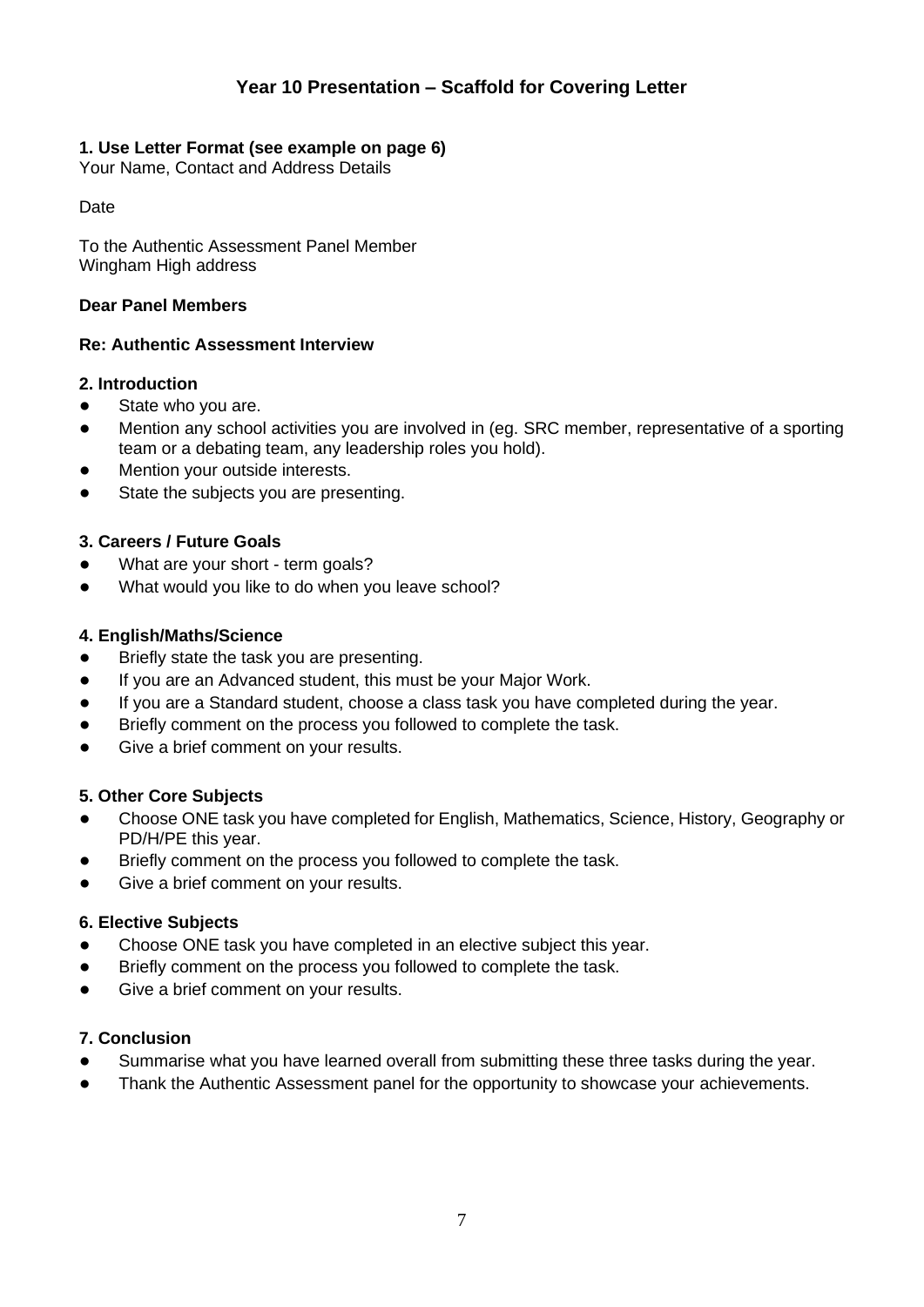## Year 10 Presentation – Scaffold for Covering Letter

**1. Use Letter Format (see example on page 6)**
Your Name, Contact and Address Details

Date

To the Authentic Assessment Panel Member
Wingham High address

**Dear Panel Members**

**Re: Authentic Assessment Interview**

**2. Introduction**

- State who you are.
- Mention any school activities you are involved in (eg. SRC member, representative of a sporting team or a debating team, any leadership roles you hold).
- Mention your outside interests.
- State the subjects you are presenting.

**3. Careers / Future Goals**

- What are your short - term goals?
- What would you like to do when you leave school?

**4. English/Maths/Science**

- Briefly state the task you are presenting.
- If you are an Advanced student, this must be your Major Work.
- If you are a Standard student, choose a class task you have completed during the year.
- Briefly comment on the process you followed to complete the task.
- Give a brief comment on your results.

**5. Other Core Subjects**

- Choose ONE task you have completed for English, Mathematics, Science, History, Geography or PD/H/PE this year.
- Briefly comment on the process you followed to complete the task.
- Give a brief comment on your results.

**6. Elective Subjects**

- Choose ONE task you have completed in an elective subject this year.
- Briefly comment on the process you followed to complete the task.
- Give a brief comment on your results.

**7. Conclusion**

- Summarise what you have learned overall from submitting these three tasks during the year.
- Thank the Authentic Assessment panel for the opportunity to showcase your achievements.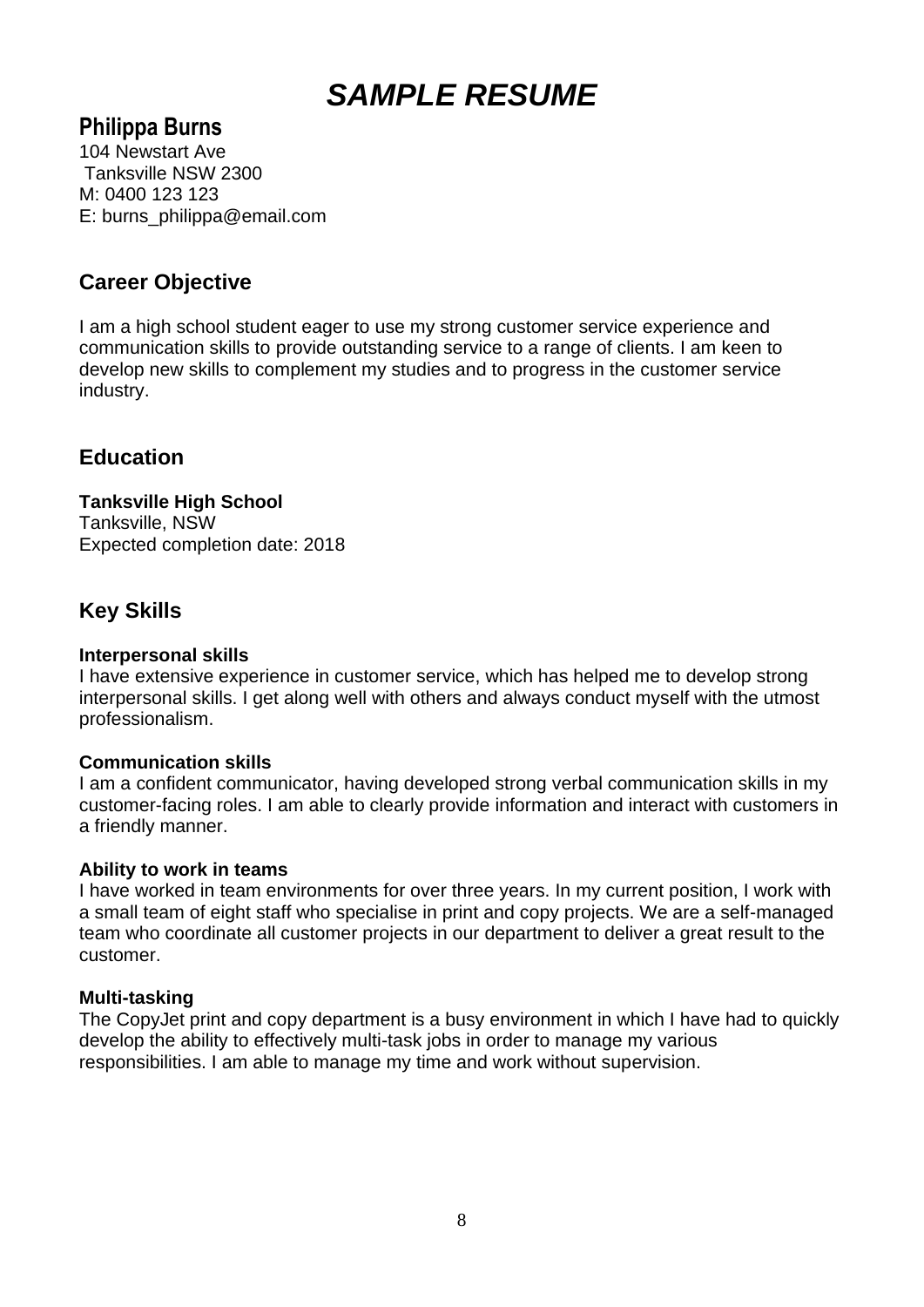# *SAMPLE RESUME*

## Philippa Burns

104 Newstart Ave
Tanksville NSW 2300
M: 0400 123 123
E: burns_philippa@email.com

## Career Objective

I am a high school student eager to use my strong customer service experience and communication skills to provide outstanding service to a range of clients. I am keen to develop new skills to complement my studies and to progress in the customer service industry.

## Education

**Tanksville High School**
Tanksville, NSW
Expected completion date: 2018

## Key Skills

**Interpersonal skills**
I have extensive experience in customer service, which has helped me to develop strong interpersonal skills. I get along well with others and always conduct myself with the utmost professionalism.

**Communication skills**
I am a confident communicator, having developed strong verbal communication skills in my customer-facing roles. I am able to clearly provide information and interact with customers in a friendly manner.

**Ability to work in teams**
I have worked in team environments for over three years. In my current position, I work with a small team of eight staff who specialise in print and copy projects. We are a self-managed team who coordinate all customer projects in our department to deliver a great result to the customer.

**Multi-tasking**
The CopyJet print and copy department is a busy environment in which I have had to quickly develop the ability to effectively multi-task jobs in order to manage my various responsibilities. I am able to manage my time and work without supervision.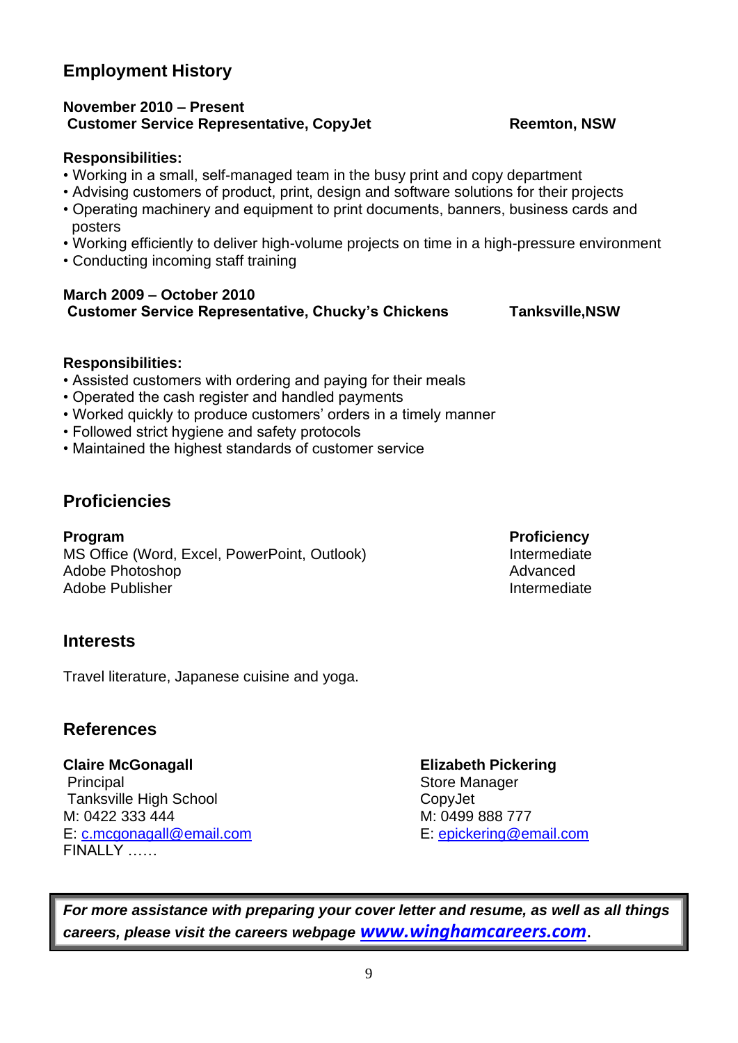## Employment History

**November 2010 – Present**
**Customer Service Representative, CopyJet** **Reemton, NSW**

**Responsibilities:**

- Working in a small, self-managed team in the busy print and copy department
- Advising customers of product, print, design and software solutions for their projects
- Operating machinery and equipment to print documents, banners, business cards and posters
- Working efficiently to deliver high-volume projects on time in a high-pressure environment
- Conducting incoming staff training

**March 2009 – October 2010**
**Customer Service Representative, Chucky's Chickens** **Tanksville,NSW**

**Responsibilities:**

- Assisted customers with ordering and paying for their meals
- Operated the cash register and handled payments
- Worked quickly to produce customers' orders in a timely manner
- Followed strict hygiene and safety protocols
- Maintained the highest standards of customer service

## Proficiencies

| Program | Proficiency |
|---|---|
| MS Office (Word, Excel, PowerPoint, Outlook) | Intermediate |
| Adobe Photoshop | Advanced |
| Adobe Publisher | Intermediate |

## Interests

Travel literature, Japanese cuisine and yoga.

## References

**Claire McGonagall**
Principal
Tanksville High School
M: 0422 333 444
E: c.mcgonagall@email.com

**Elizabeth Pickering**
Store Manager
CopyJet
M: 0499 888 777
E: epickering@email.com

FINALLY ……

***For more assistance with preparing your cover letter and resume, as well as all things careers, please visit the careers webpage www.winghamcareers.com.***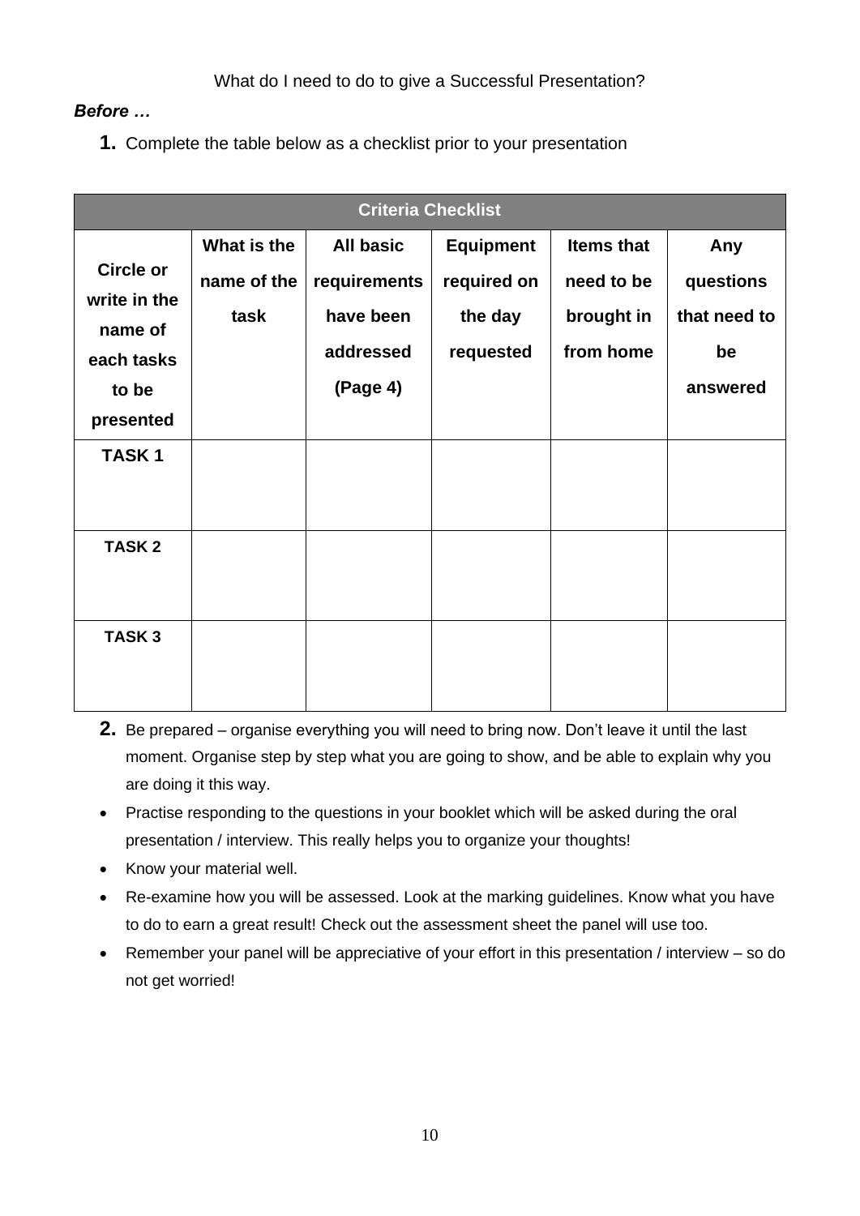What do I need to do to give a Successful Presentation?

***Before …***

**1.** Complete the table below as a checklist prior to your presentation

| Criteria Checklist | | | | | |
|---|---|---|---|---|---|
| **Circle or write in the name of each tasks to be presented** | **What is the name of the task** | **All basic requirements have been addressed (Page 4)** | **Equipment required on the day requested** | **Items that need to be brought in from home** | **Any questions that need to be answered** |
| **TASK 1** | | | | | |
| **TASK 2** | | | | | |
| **TASK 3** | | | | | |

**2.** Be prepared – organise everything you will need to bring now. Don't leave it until the last moment. Organise step by step what you are going to show, and be able to explain why you are doing it this way.

- Practise responding to the questions in your booklet which will be asked during the oral presentation / interview. This really helps you to organize your thoughts!
- Know your material well.
- Re-examine how you will be assessed. Look at the marking guidelines. Know what you have to do to earn a great result! Check out the assessment sheet the panel will use too.
- Remember your panel will be appreciative of your effort in this presentation / interview – so do not get worried!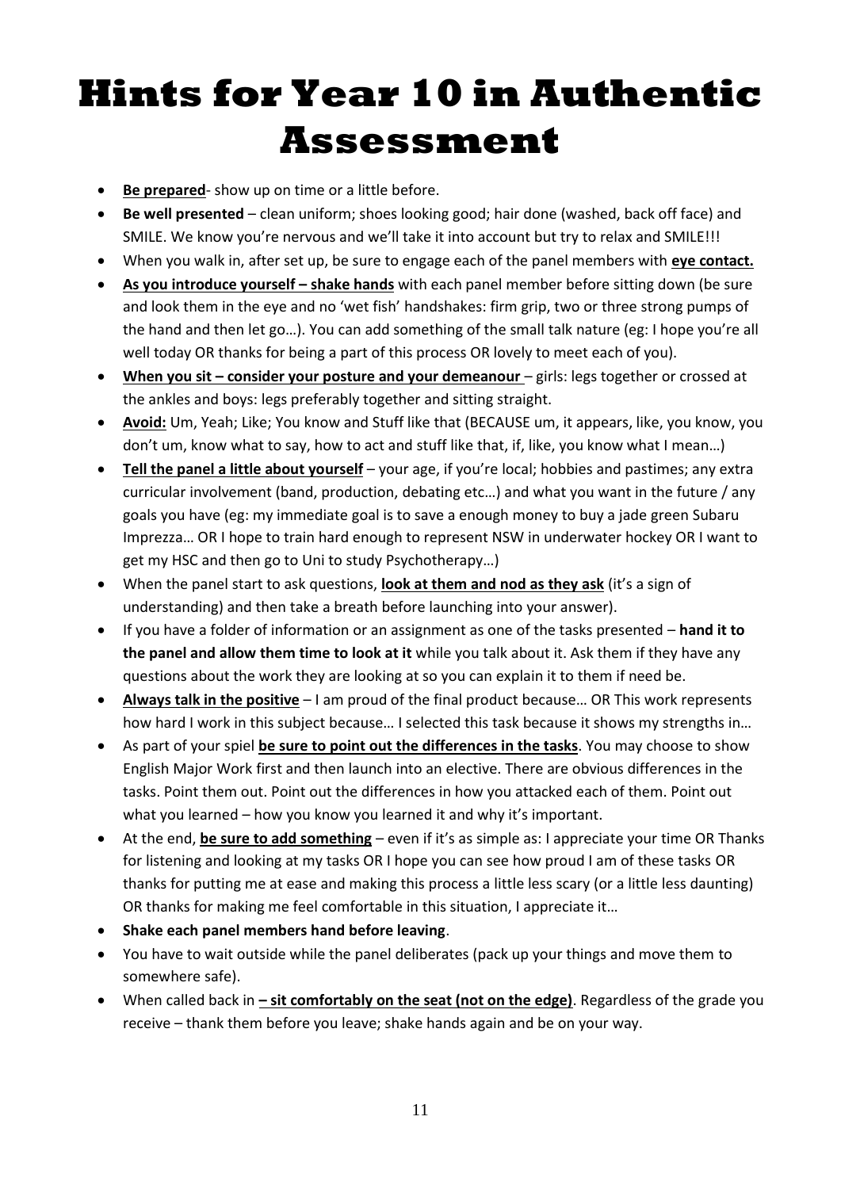# Hints for Year 10 in Authentic Assessment

- **Be prepared**- show up on time or a little before.
- **Be well presented** – clean uniform; shoes looking good; hair done (washed, back off face) and SMILE. We know you're nervous and we'll take it into account but try to relax and SMILE!!!
- When you walk in, after set up, be sure to engage each of the panel members with **eye contact.**
- **As you introduce yourself – shake hands** with each panel member before sitting down (be sure and look them in the eye and no 'wet fish' handshakes: firm grip, two or three strong pumps of the hand and then let go…). You can add something of the small talk nature (eg: I hope you're all well today OR thanks for being a part of this process OR lovely to meet each of you).
- **When you sit – consider your posture and your demeanour** – girls: legs together or crossed at the ankles and boys: legs preferably together and sitting straight.
- **Avoid:** Um, Yeah; Like; You know and Stuff like that (BECAUSE um, it appears, like, you know, you don't um, know what to say, how to act and stuff like that, if, like, you know what I mean…)
- **Tell the panel a little about yourself** – your age, if you're local; hobbies and pastimes; any extra curricular involvement (band, production, debating etc…) and what you want in the future / any goals you have (eg: my immediate goal is to save a enough money to buy a jade green Subaru Imprezza… OR I hope to train hard enough to represent NSW in underwater hockey OR I want to get my HSC and then go to Uni to study Psychotherapy…)
- When the panel start to ask questions, **look at them and nod as they ask** (it's a sign of understanding) and then take a breath before launching into your answer).
- If you have a folder of information or an assignment as one of the tasks presented – **hand it to the panel and allow them time to look at it** while you talk about it. Ask them if they have any questions about the work they are looking at so you can explain it to them if need be.
- **Always talk in the positive** – I am proud of the final product because… OR This work represents how hard I work in this subject because… I selected this task because it shows my strengths in…
- As part of your spiel **be sure to point out the differences in the tasks**. You may choose to show English Major Work first and then launch into an elective. There are obvious differences in the tasks. Point them out. Point out the differences in how you attacked each of them. Point out what you learned – how you know you learned it and why it's important.
- At the end, **be sure to add something** – even if it's as simple as: I appreciate your time OR Thanks for listening and looking at my tasks OR I hope you can see how proud I am of these tasks OR thanks for putting me at ease and making this process a little less scary (or a little less daunting) OR thanks for making me feel comfortable in this situation, I appreciate it…
- **Shake each panel members hand before leaving**.
- You have to wait outside while the panel deliberates (pack up your things and move them to somewhere safe).
- When called back in **– sit comfortably on the seat (not on the edge)**. Regardless of the grade you receive – thank them before you leave; shake hands again and be on your way.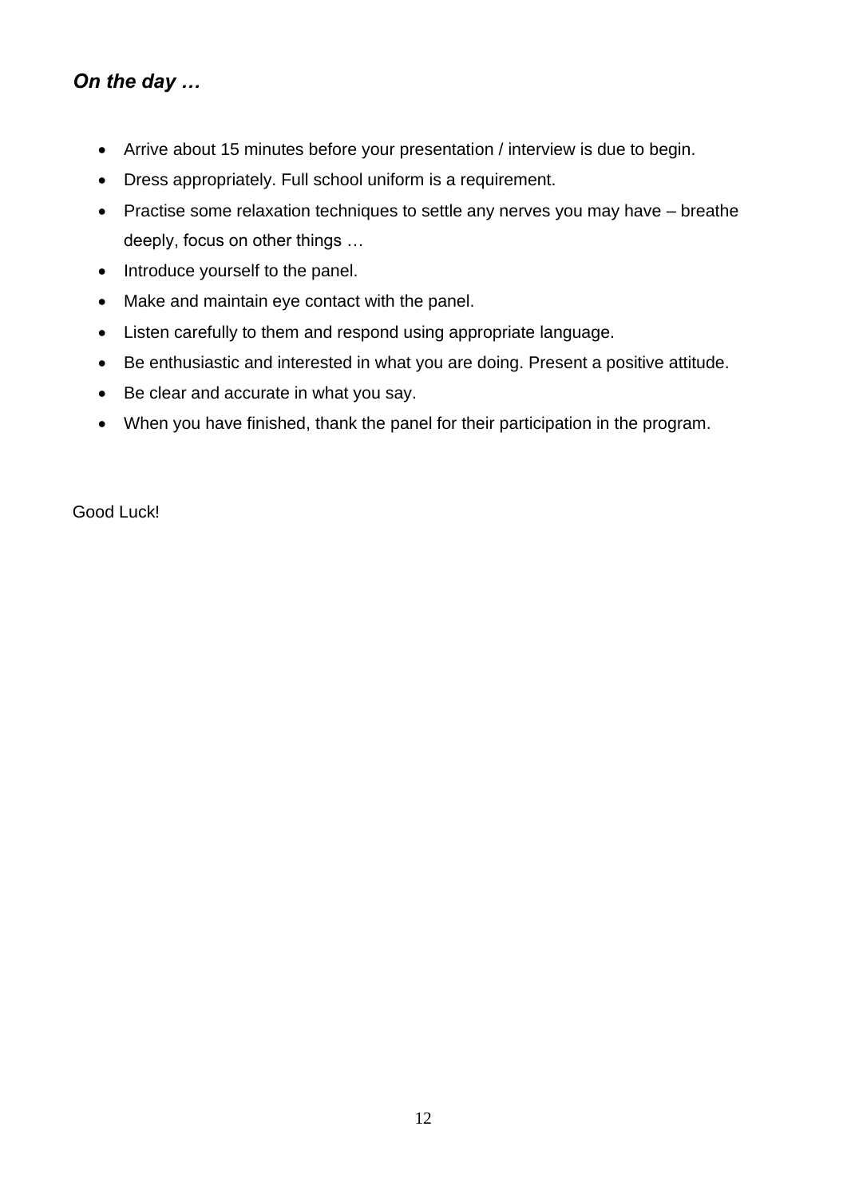### *On the day …*

- Arrive about 15 minutes before your presentation / interview is due to begin.
- Dress appropriately. Full school uniform is a requirement.
- Practise some relaxation techniques to settle any nerves you may have – breathe deeply, focus on other things …
- Introduce yourself to the panel.
- Make and maintain eye contact with the panel.
- Listen carefully to them and respond using appropriate language.
- Be enthusiastic and interested in what you are doing. Present a positive attitude.
- Be clear and accurate in what you say.
- When you have finished, thank the panel for their participation in the program.

Good Luck!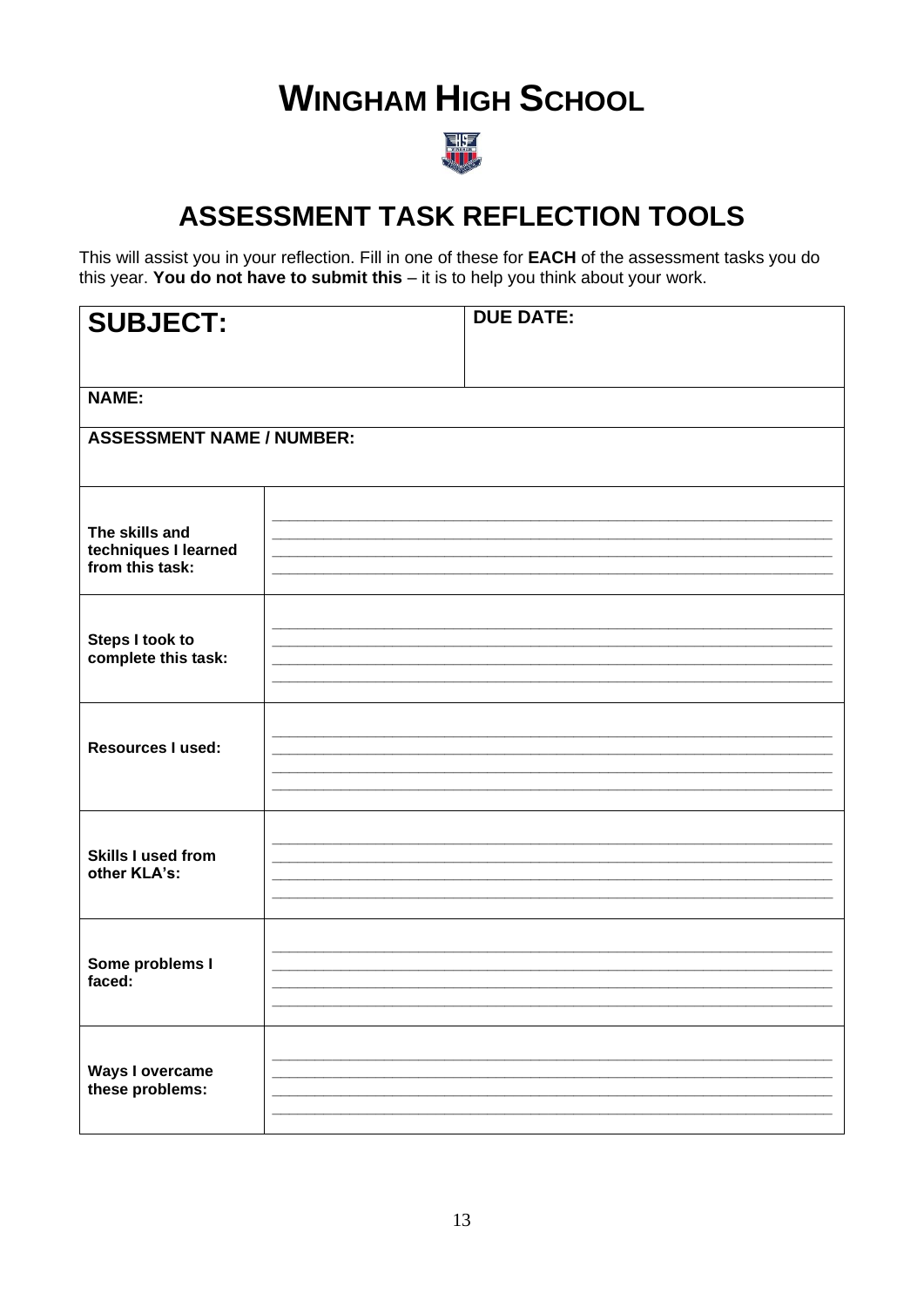# WINGHAM HIGH SCHOOL

## ASSESSMENT TASK REFLECTION TOOLS

This will assist you in your reflection. Fill in one of these for **EACH** of the assessment tasks you do this year. **You do not have to submit this** – it is to help you think about your work.

| **SUBJECT:** | **DUE DATE:** |
|---|---|
| **NAME:** | |
| **ASSESSMENT NAME / NUMBER:** | |
| **The skills and techniques I learned from this task:** | ________________________________________ ________________________________________ ________________________________________ ________________________________________ |
| **Steps I took to complete this task:** | ________________________________________ ________________________________________ ________________________________________ ________________________________________ |
| **Resources I used:** | ________________________________________ ________________________________________ ________________________________________ ________________________________________ |
| **Skills I used from other KLA's:** | ________________________________________ ________________________________________ ________________________________________ ________________________________________ |
| **Some problems I faced:** | ________________________________________ ________________________________________ ________________________________________ ________________________________________ |
| **Ways I overcame these problems:** | ________________________________________ ________________________________________ ________________________________________ ________________________________________ |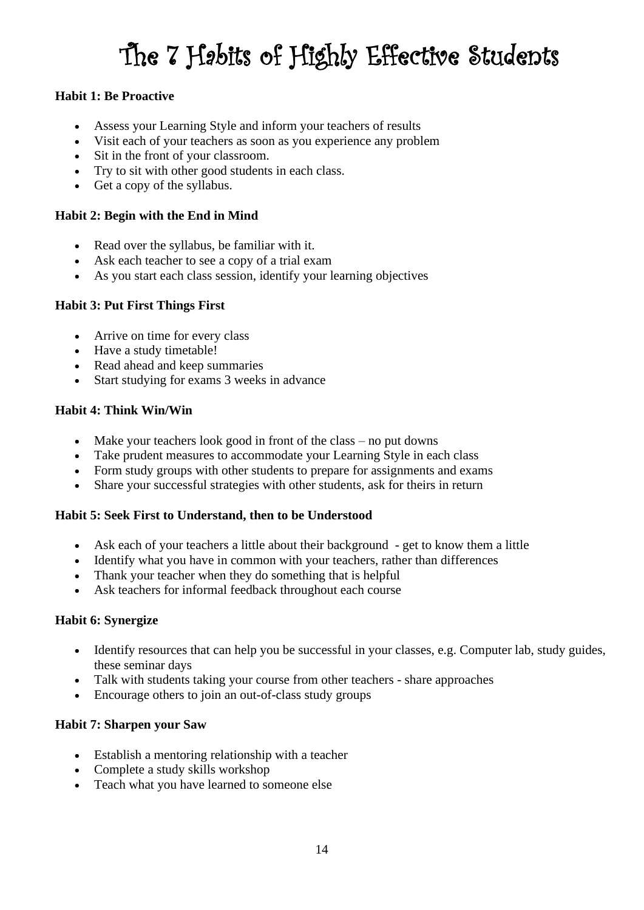# The 7 Habits of Highly Effective Students

**Habit 1: Be Proactive**

- Assess your Learning Style and inform your teachers of results
- Visit each of your teachers as soon as you experience any problem
- Sit in the front of your classroom.
- Try to sit with other good students in each class.
- Get a copy of the syllabus.

**Habit 2: Begin with the End in Mind**

- Read over the syllabus, be familiar with it.
- Ask each teacher to see a copy of a trial exam
- As you start each class session, identify your learning objectives

**Habit 3: Put First Things First**

- Arrive on time for every class
- Have a study timetable!
- Read ahead and keep summaries
- Start studying for exams 3 weeks in advance

**Habit 4: Think Win/Win**

- Make your teachers look good in front of the class – no put downs
- Take prudent measures to accommodate your Learning Style in each class
- Form study groups with other students to prepare for assignments and exams
- Share your successful strategies with other students, ask for theirs in return

**Habit 5: Seek First to Understand, then to be Understood**

- Ask each of your teachers a little about their background - get to know them a little
- Identify what you have in common with your teachers, rather than differences
- Thank your teacher when they do something that is helpful
- Ask teachers for informal feedback throughout each course

**Habit 6: Synergize**

- Identify resources that can help you be successful in your classes, e.g. Computer lab, study guides, these seminar days
- Talk with students taking your course from other teachers - share approaches
- Encourage others to join an out-of-class study groups

**Habit 7: Sharpen your Saw**

- Establish a mentoring relationship with a teacher
- Complete a study skills workshop
- Teach what you have learned to someone else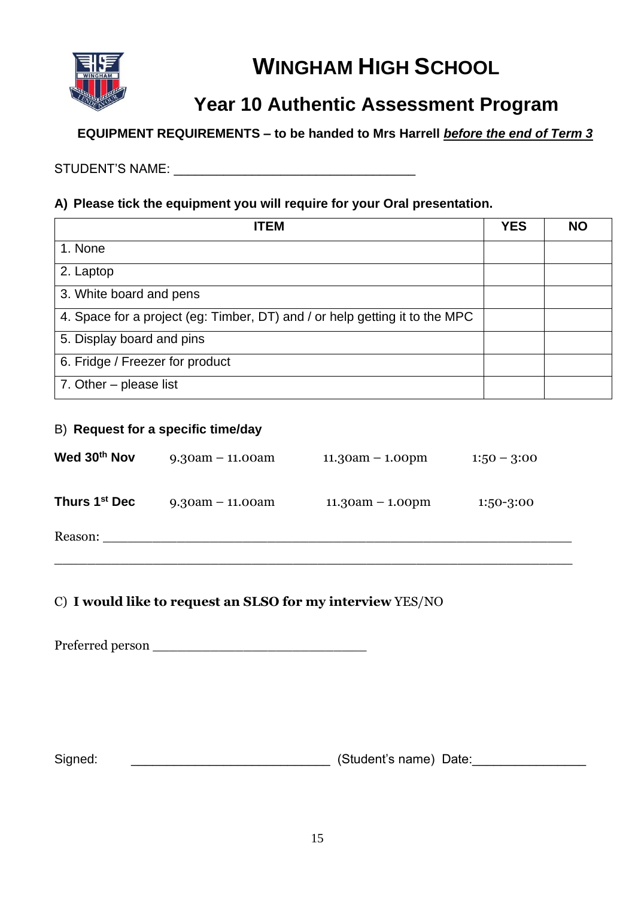# WINGHAM HIGH SCHOOL

## Year 10 Authentic Assessment Program

**EQUIPMENT REQUIREMENTS – to be handed to Mrs Harrell *before the end of Term 3***

STUDENT'S NAME: ________________________________

**A) Please tick the equipment you will require for your Oral presentation.**

| ITEM | YES | NO |
|---|---|---|
| 1. None | | |
| 2. Laptop | | |
| 3. White board and pens | | |
| 4. Space for a project (eg: Timber, DT) and / or help getting it to the MPC | | |
| 5. Display board and pins | | |
| 6. Fridge / Freezer for product | | |
| 7. Other – please list | | |

B) **Request for a specific time/day**

| | | | |
|---|---|---|---|
| **Wed 30th Nov** | 9.30am – 11.00am | 11.30am – 1.00pm | 1:50 – 3:00 |
| **Thurs 1st Dec** | 9.30am – 11.00am | 11.30am – 1.00pm | 1:50-3:00 |

Reason: ________________________________________________________________

________________________________________________________________________

C) **I would like to request an SLSO for my interview** YES/NO

Preferred person ____________________________

Signed: ___________________________ (Student's name) Date:________________